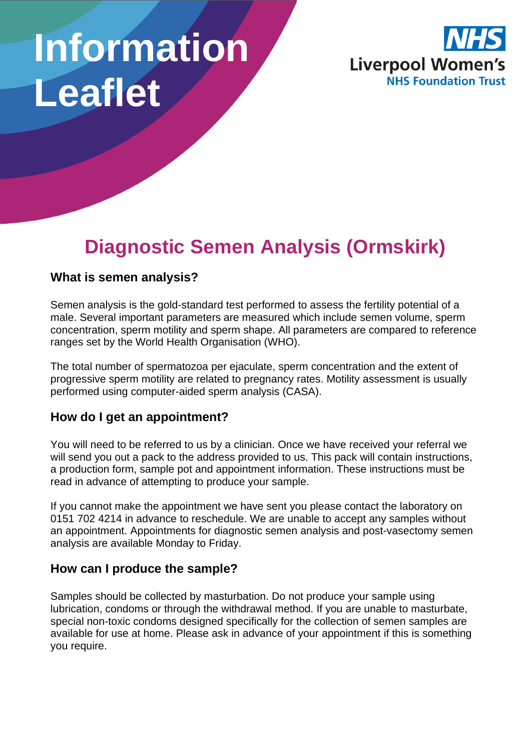# Information Leaflet

NHS
Liverpool Women's
NHS Foundation Trust

## Diagnostic Semen Analysis (Ormskirk)

### What is semen analysis?

Semen analysis is the gold-standard test performed to assess the fertility potential of a male. Several important parameters are measured which include semen volume, sperm concentration, sperm motility and sperm shape. All parameters are compared to reference ranges set by the World Health Organisation (WHO).

The total number of spermatozoa per ejaculate, sperm concentration and the extent of progressive sperm motility are related to pregnancy rates. Motility assessment is usually performed using computer-aided sperm analysis (CASA).

### How do I get an appointment?

You will need to be referred to us by a clinician. Once we have received your referral we will send you out a pack to the address provided to us. This pack will contain instructions, a production form, sample pot and appointment information. These instructions must be read in advance of attempting to produce your sample.

If you cannot make the appointment we have sent you please contact the laboratory on 0151 702 4214 in advance to reschedule. We are unable to accept any samples without an appointment. Appointments for diagnostic semen analysis and post-vasectomy semen analysis are available Monday to Friday.

### How can I produce the sample?

Samples should be collected by masturbation. Do not produce your sample using lubrication, condoms or through the withdrawal method. If you are unable to masturbate, special non-toxic condoms designed specifically for the collection of semen samples are available for use at home. Please ask in advance of your appointment if this is something you require.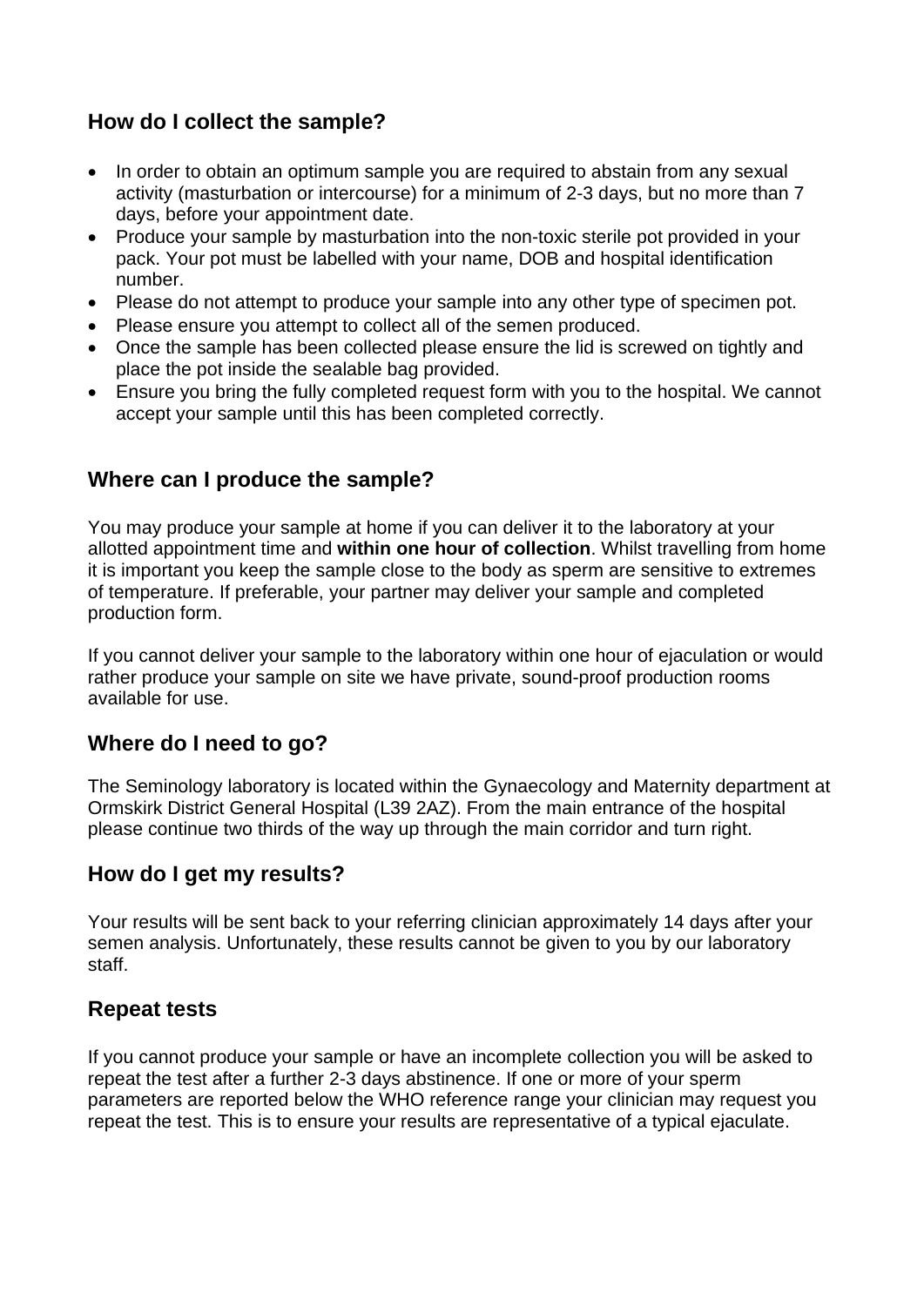## How do I collect the sample?

- In order to obtain an optimum sample you are required to abstain from any sexual activity (masturbation or intercourse) for a minimum of 2-3 days, but no more than 7 days, before your appointment date.
- Produce your sample by masturbation into the non-toxic sterile pot provided in your pack. Your pot must be labelled with your name, DOB and hospital identification number.
- Please do not attempt to produce your sample into any other type of specimen pot.
- Please ensure you attempt to collect all of the semen produced.
- Once the sample has been collected please ensure the lid is screwed on tightly and place the pot inside the sealable bag provided.
- Ensure you bring the fully completed request form with you to the hospital. We cannot accept your sample until this has been completed correctly.

## Where can I produce the sample?

You may produce your sample at home if you can deliver it to the laboratory at your allotted appointment time and **within one hour of collection**. Whilst travelling from home it is important you keep the sample close to the body as sperm are sensitive to extremes of temperature. If preferable, your partner may deliver your sample and completed production form.

If you cannot deliver your sample to the laboratory within one hour of ejaculation or would rather produce your sample on site we have private, sound-proof production rooms available for use.

## Where do I need to go?

The Seminology laboratory is located within the Gynaecology and Maternity department at Ormskirk District General Hospital (L39 2AZ). From the main entrance of the hospital please continue two thirds of the way up through the main corridor and turn right.

## How do I get my results?

Your results will be sent back to your referring clinician approximately 14 days after your semen analysis. Unfortunately, these results cannot be given to you by our laboratory staff.

## Repeat tests

If you cannot produce your sample or have an incomplete collection you will be asked to repeat the test after a further 2-3 days abstinence. If one or more of your sperm parameters are reported below the WHO reference range your clinician may request you repeat the test. This is to ensure your results are representative of a typical ejaculate.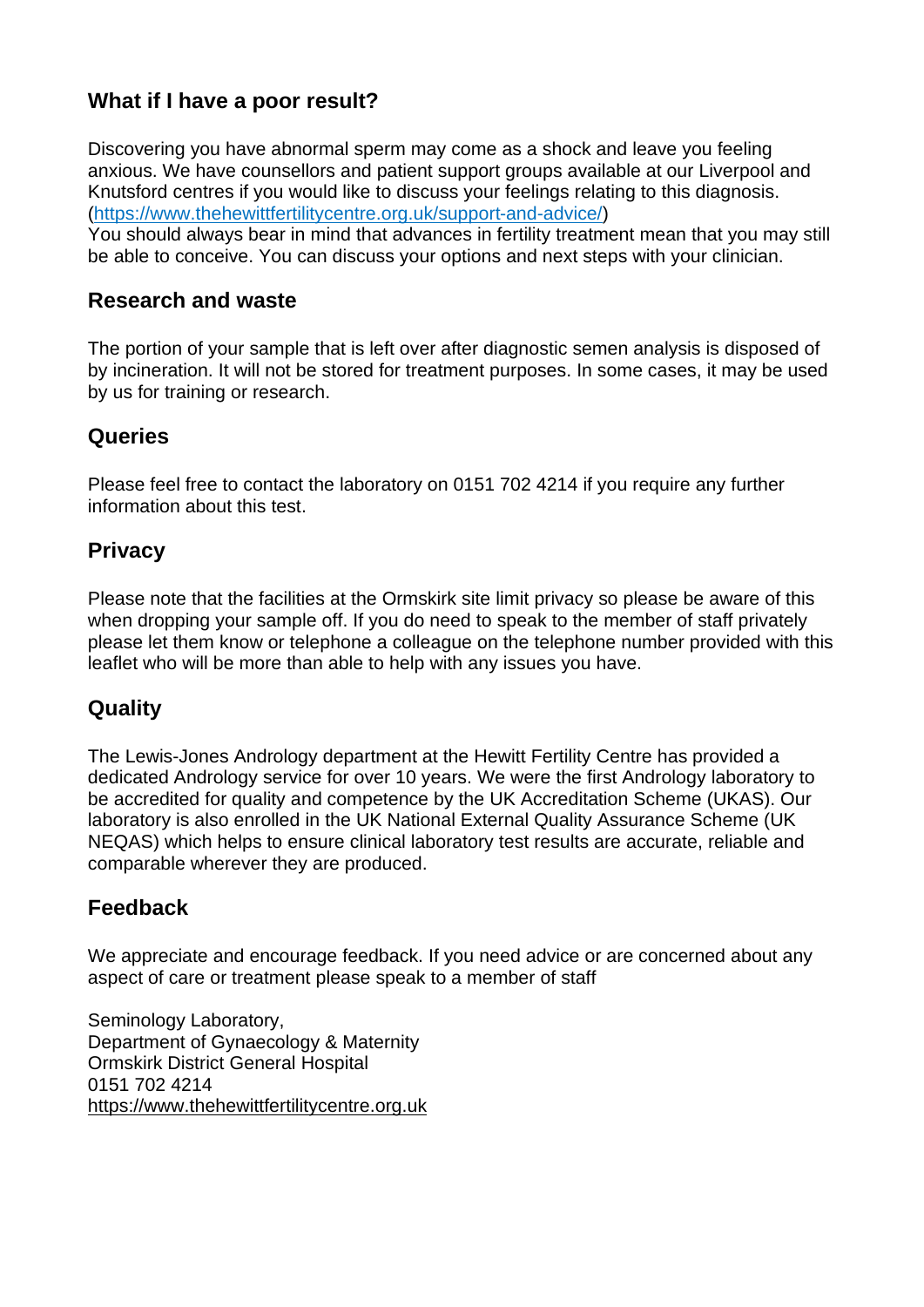## What if I have a poor result?

Discovering you have abnormal sperm may come as a shock and leave you feeling anxious. We have counsellors and patient support groups available at our Liverpool and Knutsford centres if you would like to discuss your feelings relating to this diagnosis. (https://www.thehewittfertilitycentre.org.uk/support-and-advice/)
You should always bear in mind that advances in fertility treatment mean that you may still be able to conceive. You can discuss your options and next steps with your clinician.

## Research and waste

The portion of your sample that is left over after diagnostic semen analysis is disposed of by incineration. It will not be stored for treatment purposes. In some cases, it may be used by us for training or research.

## Queries

Please feel free to contact the laboratory on 0151 702 4214 if you require any further information about this test.

## Privacy

Please note that the facilities at the Ormskirk site limit privacy so please be aware of this when dropping your sample off. If you do need to speak to the member of staff privately please let them know or telephone a colleague on the telephone number provided with this leaflet who will be more than able to help with any issues you have.

## Quality

The Lewis-Jones Andrology department at the Hewitt Fertility Centre has provided a dedicated Andrology service for over 10 years. We were the first Andrology laboratory to be accredited for quality and competence by the UK Accreditation Scheme (UKAS). Our laboratory is also enrolled in the UK National External Quality Assurance Scheme (UK NEQAS) which helps to ensure clinical laboratory test results are accurate, reliable and comparable wherever they are produced.

## Feedback

We appreciate and encourage feedback. If you need advice or are concerned about any aspect of care or treatment please speak to a member of staff

Seminology Laboratory,
Department of Gynaecology & Maternity
Ormskirk District General Hospital
0151 702 4214
https://www.thehewittfertilitycentre.org.uk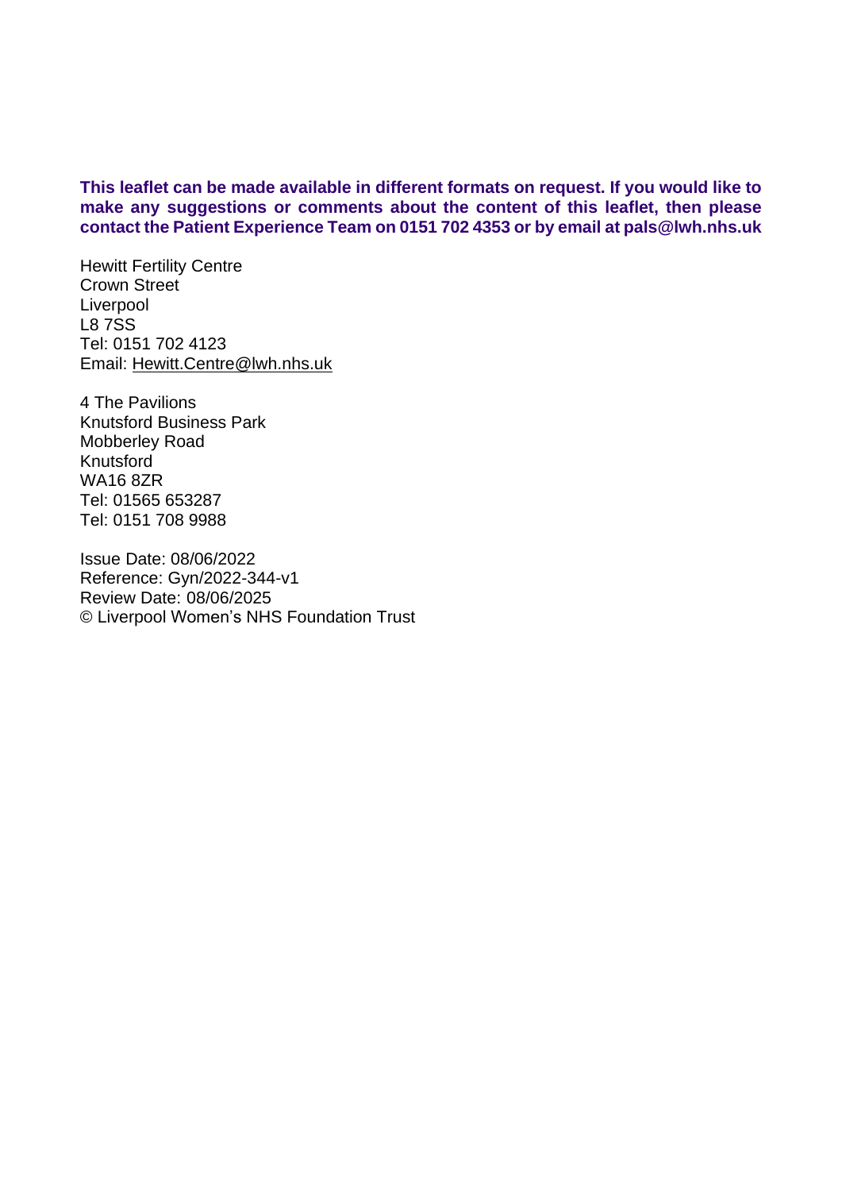**This leaflet can be made available in different formats on request. If you would like to make any suggestions or comments about the content of this leaflet, then please contact the Patient Experience Team on 0151 702 4353 or by email at pals@lwh.nhs.uk**

Hewitt Fertility Centre
Crown Street
Liverpool
L8 7SS
Tel: 0151 702 4123
Email: Hewitt.Centre@lwh.nhs.uk

4 The Pavilions
Knutsford Business Park
Mobberley Road
Knutsford
WA16 8ZR
Tel: 01565 653287
Tel: 0151 708 9988

Issue Date: 08/06/2022
Reference: Gyn/2022-344-v1
Review Date: 08/06/2025
© Liverpool Women's NHS Foundation Trust